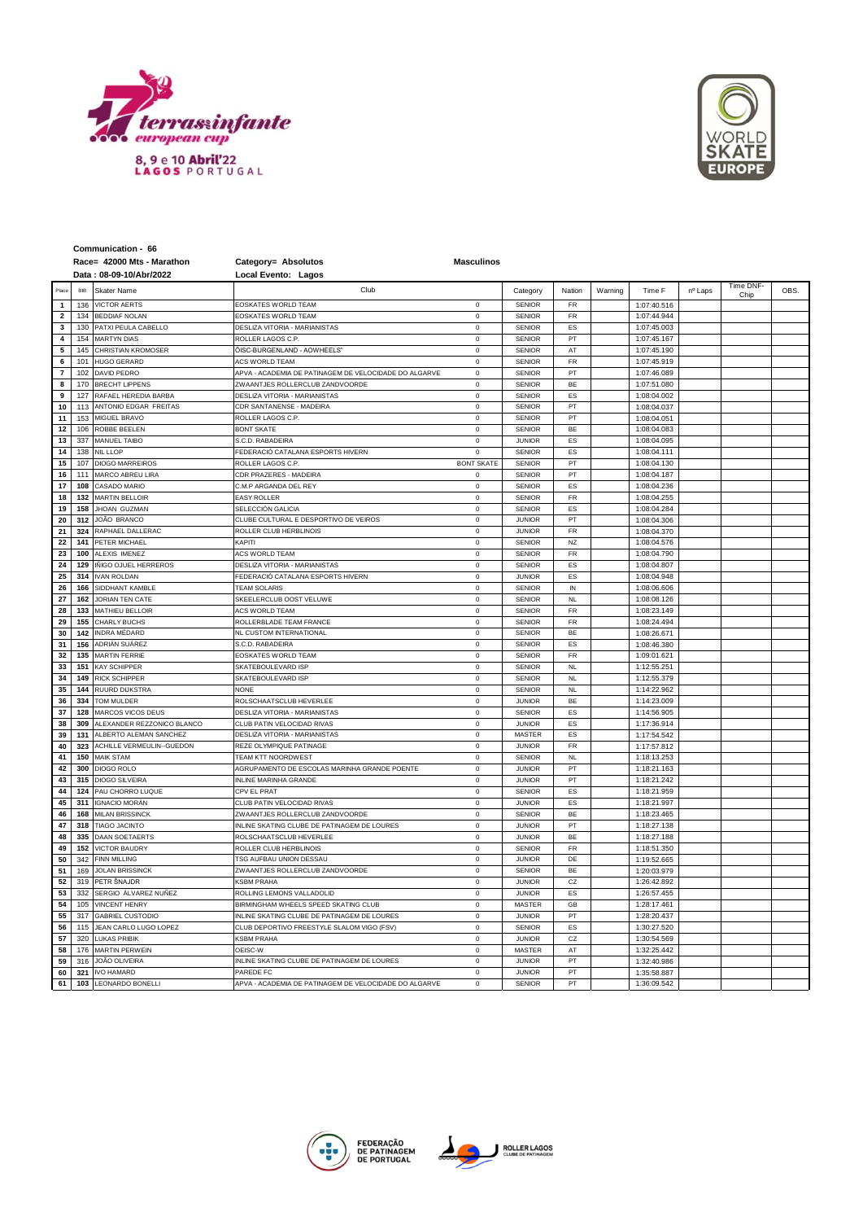terrassinfante european cup

8, 9 e 10 Abril'22
LAGOS PORTUGAL

WORLD SKATE EUROPE

**Communication - 66**

| **Race= 42000 Mts - Marathon** | **Category= Absolutos** | **Masculinos** |
|---|---|---|
| **Data : 08-09-10/Abr/2022** | **Local Evento: Lagos** | |

| Place | BIB | Skater Name | Club | | Category | Nation | Warning | Time F | nº Laps | Time DNF-Chip | OBS. |
|---|---|---|---|---|---|---|---|---|---|---|---|
| 1 | 136 | VICTOR AERTS | EOSKATES WORLD TEAM | 0 | SENIOR | FR | | 1:07:40.516 | | | |
| 2 | 134 | BEDDIAF NOLAN | EOSKATES WORLD TEAM | 0 | SENIOR | FR | | 1:07:44.944 | | | |
| 3 | 130 | PATXI PEULA CABELLO | DESLIZA VITORIA - MARIANISTAS | 0 | SENIOR | ES | | 1:07:45.003 | | | |
| 4 | 154 | MARTYN DIAS | ROLLER LAGOS C.P. | 0 | SENIOR | PT | | 1:07:45.167 | | | |
| 5 | 145 | CHRISTIAN KROMOSER | ÖISC-BURGENLAND - AOWHEELS" | 0 | SENIOR | AT | | 1:07:45.190 | | | |
| 6 | 101 | HUGO GERARD | ACS WORLD TEAM | 0 | SENIOR | FR | | 1:07:45.919 | | | |
| 7 | 102 | DAVID PEDRO | APVA - ACADEMIA DE PATINAGEM DE VELOCIDADE DO ALGARVE | 0 | SENIOR | PT | | 1:07:46.089 | | | |
| 8 | 170 | BRECHT LIPPENS | ZWAANTJES ROLLERCLUB ZANDVOORDE | 0 | SENIOR | BE | | 1:07:51.080 | | | |
| 9 | 127 | RAFAEL HEREDIA BARBA | DESLIZA VITORIA - MARIANISTAS | 0 | SENIOR | ES | | 1:08:04.002 | | | |
| 10 | 113 | ANTONIO EDGAR FREITAS | CDR SANTANENSE - MADEIRA | 0 | SENIOR | PT | | 1:08:04.037 | | | |
| 11 | 153 | MIGUEL BRAVO | ROLLER LAGOS C.P. | 0 | SENIOR | PT | | 1:08:04.051 | | | |
| 12 | 106 | ROBBE BEELEN | BONT SKATE | 0 | SENIOR | BE | | 1:08:04.083 | | | |
| 13 | 337 | MANUEL TAIBO | S.C.D. RABADEIRA | 0 | JUNIOR | ES | | 1:08:04.095 | | | |
| 14 | 138 | NIL LLOP | FEDERACIÓ CATALANA ESPORTS HIVERN | 0 | SENIOR | ES | | 1:08:04.111 | | | |
| 15 | 107 | DIOGO MARREIROS | ROLLER LAGOS C.P. | BONT SKATE | SENIOR | PT | | 1:08:04.130 | | | |
| 16 | 111 | MARCO ABREU LIRA | CDR PRAZERES - MADEIRA | 0 | SENIOR | PT | | 1:08:04.187 | | | |
| 17 | 108 | CASADO MARIO | C.M.P ARGANDA DEL REY | 0 | SENIOR | ES | | 1:08:04.236 | | | |
| 18 | 132 | MARTIN BELLOIR | EASY ROLLER | 0 | SENIOR | FR | | 1:08:04.255 | | | |
| 19 | 158 | JHOAN GUZMAN | SELECCIÓN GALICIA | 0 | SENIOR | ES | | 1:08:04.284 | | | |
| 20 | 312 | JOÃO BRANCO | CLUBE CULTURAL E DESPORTIVO DE VEIROS | 0 | JUNIOR | PT | | 1:08:04.306 | | | |
| 21 | 324 | RAPHAEL DALLERAC | ROLLER CLUB HERBLINOIS | 0 | JUNIOR | FR | | 1:08:04.370 | | | |
| 22 | 141 | PETER MICHAEL | KAPITI | 0 | SENIOR | NZ | | 1:08:04.576 | | | |
| 23 | 100 | ALEXIS IMENEZ | ACS WORLD TEAM | 0 | SENIOR | FR | | 1:08:04.790 | | | |
| 24 | 129 | IÑIGO OJUEL HERREROS | DESLIZA VITORIA - MARIANISTAS | 0 | SENIOR | ES | | 1:08:04.807 | | | |
| 25 | 314 | IVAN ROLDAN | FEDERACIÓ CATALANA ESPORTS HIVERN | 0 | JUNIOR | ES | | 1:08:04.948 | | | |
| 26 | 166 | SIDDHANT KAMBLE | TEAM SOLARIS | 0 | SENIOR | IN | | 1:08:06.606 | | | |
| 27 | 162 | JORIAN TEN CATE | SKEELERCLUB OOST VELUWE | 0 | SENIOR | NL | | 1:08:08.126 | | | |
| 28 | 133 | MATHIEU BELLOIR | ACS WORLD TEAM | 0 | SENIOR | FR | | 1:08:23.149 | | | |
| 29 | 155 | CHARLY BUCHS | ROLLERBLADE TEAM FRANCE | 0 | SENIOR | FR | | 1:08:24.494 | | | |
| 30 | 142 | INDRA MÉDARD | NL CUSTOM INTERNATIONAL | 0 | SENIOR | BE | | 1:08:26.671 | | | |
| 31 | 156 | ADRIÁN SUÁREZ | S.C.D. RABADEIRA | 0 | SENIOR | ES | | 1:08:46.380 | | | |
| 32 | 135 | MARTIN FERRIE | EOSKATES WORLD TEAM | 0 | SENIOR | FR | | 1:09:01.621 | | | |
| 33 | 151 | KAY SCHIPPER | SKATEBOULEVARD ISP | 0 | SENIOR | NL | | 1:12:55.251 | | | |
| 34 | 149 | RICK SCHIPPER | SKATEBOULEVARD ISP | 0 | SENIOR | NL | | 1:12:55.379 | | | |
| 35 | 144 | RUURD DIJKSTRA | NONE | 0 | SENIOR | NL | | 1:14:22.962 | | | |
| 36 | 334 | TOM MULDER | ROLSCHAATSCLUB HEVERLEE | 0 | JUNIOR | BE | | 1:14:23.009 | | | |
| 37 | 128 | MARCOS VICOS DEUS | DESLIZA VITORIA - MARIANISTAS | 0 | SENIOR | ES | | 1:14:56.905 | | | |
| 38 | 309 | ALEXANDER REZZONICO BLANCO | CLUB PATIN VELOCIDAD RIVAS | 0 | JUNIOR | ES | | 1:17:36.914 | | | |
| 39 | 131 | ALBERTO ALEMAN SANCHEZ | DESLIZA VITORIA - MARIANISTAS | 0 | MASTER | ES | | 1:17:54.542 | | | |
| 40 | 323 | ACHILLE VERMEULIN--GUEDON | REZE OLYMPIQUE PATINAGE | 0 | JUNIOR | FR | | 1:17:57.812 | | | |
| 41 | 150 | MAIK STAM | TEAM KTT NOORDWEST | 0 | SENIOR | NL | | 1:18:13.253 | | | |
| 42 | 300 | DIOGO ROLO | AGRUPAMENTO DE ESCOLAS MARINHA GRANDE POENTE | 0 | JUNIOR | PT | | 1:18:21.163 | | | |
| 43 | 315 | DIOGO SILVEIRA | INLINE MARINHA GRANDE | 0 | JUNIOR | PT | | 1:18:21.242 | | | |
| 44 | 124 | PAU CHORRO LUQUE | CPV EL PRAT | 0 | SENIOR | ES | | 1:18:21.959 | | | |
| 45 | 311 | IGNACIO MORÁN | CLUB PATIN VELOCIDAD RIVAS | 0 | JUNIOR | ES | | 1:18:21.997 | | | |
| 46 | 168 | MILAN BRISSINCK | ZWAANTJES ROLLERCLUB ZANDVOORDE | 0 | SENIOR | BE | | 1:18:23.465 | | | |
| 47 | 318 | TIAGO JACINTO | INLINE SKATING CLUBE DE PATINAGEM DE LOURES | 0 | JUNIOR | PT | | 1:18:27.138 | | | |
| 48 | 335 | DAAN SOETAERTS | ROLSCHAATSCLUB HEVERLEE | 0 | JUNIOR | BE | | 1:18:27.188 | | | |
| 49 | 152 | VICTOR BAUDRY | ROLLER CLUB HERBLINOIS | 0 | SENIOR | FR | | 1:18:51.350 | | | |
| 50 | 342 | FINN MILLING | TSG AUFBAU UNION DESSAU | 0 | JUNIOR | DE | | 1:19:52.665 | | | |
| 51 | 169 | JOLAN BRISSINCK | ZWAANTJES ROLLERCLUB ZANDVOORDE | 0 | SENIOR | BE | | 1:20:03.979 | | | |
| 52 | 319 | PETR ŠNAJDR | KSBM PRAHA | 0 | JUNIOR | CZ | | 1:26:42.892 | | | |
| 53 | 332 | SERGIO ÁLVAREZ NUÑEZ | ROLLING LEMONS VALLADOLID | 0 | JUNIOR | ES | | 1:26:57.455 | | | |
| 54 | 105 | VINCENT HENRY | BIRMINGHAM WHEELS SPEED SKATING CLUB | 0 | MASTER | GB | | 1:28:17.461 | | | |
| 55 | 317 | GABRIEL CUSTODIO | INLINE SKATING CLUBE DE PATINAGEM DE LOURES | 0 | JUNIOR | PT | | 1:28:20.437 | | | |
| 56 | 115 | JEAN CARLO LUGO LOPEZ | CLUB DEPORTIVO FREESTYLE SLALOM VIGO (FSV) | 0 | SENIOR | ES | | 1:30:27.520 | | | |
| 57 | 320 | LUKAS PRIBIK | KSBM PRAHA | 0 | JUNIOR | CZ | | 1:30:54.569 | | | |
| 58 | 176 | MARTIN PERWEIN | OEISC-W | 0 | MASTER | AT | | 1:32:25.442 | | | |
| 59 | 316 | JOÃO OLIVEIRA | INLINE SKATING CLUBE DE PATINAGEM DE LOURES | 0 | JUNIOR | PT | | 1:32:40.986 | | | |
| 60 | 321 | IVO HAMARD | PAREDE FC | 0 | JUNIOR | PT | | 1:35:58.887 | | | |
| 61 | 103 | LEONARDO BONELLI | APVA - ACADEMIA DE PATINAGEM DE VELOCIDADE DO ALGARVE | 0 | SENIOR | PT | | 1:36:09.542 | | | |

FEDERAÇÃO DE PATINAGEM DE PORTUGAL

ROLLER LAGOS CLUBE DE PATINAGEM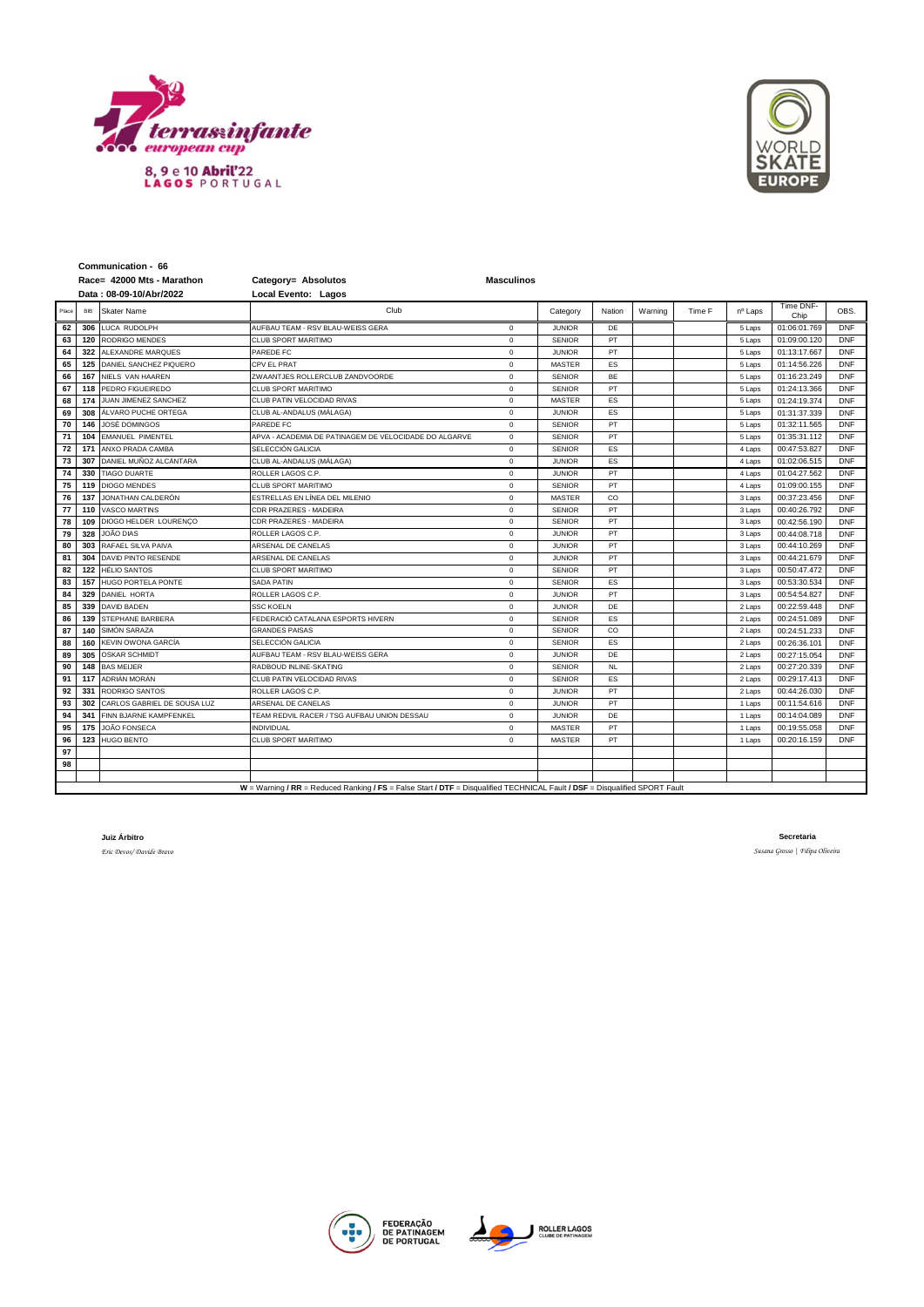**Communication - 66**

**Race= 42000 Mts - Marathon** **Category= Absolutos** **Masculinos**

**Data : 08-09-10/Abr/2022** **Local Evento: Lagos**

| Place | BIB | Skater Name | Club | | Category | Nation | Warning | Time F | nº Laps | Time DNF-Chip | OBS. |
|---|---|---|---|---|---|---|---|---|---|---|---|
| 62 | 306 | LUCA RUDOLPH | AUFBAU TEAM - RSV BLAU-WEISS GERA | 0 | JUNIOR | DE | | | 5 Laps | 01:06:01.769 | DNF |
| 63 | 120 | RODRIGO MENDES | CLUB SPORT MARITIMO | 0 | SENIOR | PT | | | 5 Laps | 01:09:00.120 | DNF |
| 64 | 322 | ALEXANDRE MARQUES | PAREDE FC | 0 | JUNIOR | PT | | | 5 Laps | 01:13:17.667 | DNF |
| 65 | 125 | DANIEL SANCHEZ PIQUERO | CPV EL PRAT | 0 | MASTER | ES | | | 5 Laps | 01:14:56.226 | DNF |
| 66 | 167 | NIELS VAN HAAREN | ZWAANTJES ROLLERCLUB ZANDVOORDE | 0 | SENIOR | BE | | | 5 Laps | 01:16:23.249 | DNF |
| 67 | 118 | PEDRO FIGUEIREDO | CLUB SPORT MARITIMO | 0 | SENIOR | PT | | | 5 Laps | 01:24:13.366 | DNF |
| 68 | 174 | JUAN JIMENEZ SANCHEZ | CLUB PATIN VELOCIDAD RIVAS | 0 | MASTER | ES | | | 5 Laps | 01:24:19.374 | DNF |
| 69 | 308 | ÁLVARO PUCHE ORTEGA | CLUB AL-ANDALUS (MÁLAGA) | 0 | JUNIOR | ES | | | 5 Laps | 01:31:37.339 | DNF |
| 70 | 146 | JOSÉ DOMINGOS | PAREDE FC | 0 | SENIOR | PT | | | 5 Laps | 01:32:11.565 | DNF |
| 71 | 104 | EMANUEL PIMENTEL | APVA - ACADEMIA DE PATINAGEM DE VELOCIDADE DO ALGARVE | 0 | SENIOR | PT | | | 5 Laps | 01:35:31.112 | DNF |
| 72 | 171 | ANXO PRADA CAMBA | SELECCIÓN GALICIA | 0 | SENIOR | ES | | | 4 Laps | 00:47:53.827 | DNF |
| 73 | 307 | DANIEL MUÑOZ ALCÁNTARA | CLUB AL-ANDALUS (MÁLAGA) | 0 | JUNIOR | ES | | | 4 Laps | 01:02:06.515 | DNF |
| 74 | 330 | TIAGO DUARTE | ROLLER LAGOS C.P. | 0 | JUNIOR | PT | | | 4 Laps | 01:04:27.562 | DNF |
| 75 | 119 | DIOGO MENDES | CLUB SPORT MARITIMO | 0 | SENIOR | PT | | | 4 Laps | 01:09:00.155 | DNF |
| 76 | 137 | JONATHAN CALDERÓN | ESTRELLAS EN LÍNEA DEL MILENIO | 0 | MASTER | CO | | | 3 Laps | 00:37:23.456 | DNF |
| 77 | 110 | VASCO MARTINS | CDR PRAZERES - MADEIRA | 0 | SENIOR | PT | | | 3 Laps | 00:40:26.792 | DNF |
| 78 | 109 | DIOGO HELDER LOURENÇO | CDR PRAZERES - MADEIRA | 0 | SENIOR | PT | | | 3 Laps | 00:42:56.190 | DNF |
| 79 | 328 | JOÃO DIAS | ROLLER LAGOS C.P. | 0 | JUNIOR | PT | | | 3 Laps | 00:44:08.718 | DNF |
| 80 | 303 | RAFAEL SILVA PAIVA | ARSENAL DE CANELAS | 0 | JUNIOR | PT | | | 3 Laps | 00:44:10.269 | DNF |
| 81 | 304 | DAVID PINTO RESENDE | ARSENAL DE CANELAS | 0 | JUNIOR | PT | | | 3 Laps | 00:44:21.679 | DNF |
| 82 | 122 | HÉLIO SANTOS | CLUB SPORT MARITIMO | 0 | SENIOR | PT | | | 3 Laps | 00:50:47.472 | DNF |
| 83 | 157 | HUGO PORTELA PONTE | SADA PATIN | 0 | SENIOR | ES | | | 3 Laps | 00:53:30.534 | DNF |
| 84 | 329 | DANIEL HORTA | ROLLER LAGOS C.P. | 0 | JUNIOR | PT | | | 3 Laps | 00:54:54.827 | DNF |
| 85 | 339 | DAVID BADEN | SSC KOELN | 0 | JUNIOR | DE | | | 2 Laps | 00:22:59.448 | DNF |
| 86 | 139 | STEPHANE BARBERA | FEDERACIÓ CATALANA ESPORTS HIVERN | 0 | SENIOR | ES | | | 2 Laps | 00:24:51.089 | DNF |
| 87 | 140 | SIMÓN SARAZA | GRANDES PAISAS | 0 | SENIOR | CO | | | 2 Laps | 00:24:51.233 | DNF |
| 88 | 160 | KEVIN OWONA GARCÍA | SELECCIÓN GALICIA | 0 | SENIOR | ES | | | 2 Laps | 00:26:36.101 | DNF |
| 89 | 305 | OSKAR SCHMIDT | AUFBAU TEAM - RSV BLAU-WEISS GERA | 0 | JUNIOR | DE | | | 2 Laps | 00:27:15.054 | DNF |
| 90 | 148 | BAS MEIJER | RADBOUD INLINE-SKATING | 0 | SENIOR | NL | | | 2 Laps | 00:27:20.339 | DNF |
| 91 | 117 | ADRIÁN MORÁN | CLUB PATIN VELOCIDAD RIVAS | 0 | SENIOR | ES | | | 2 Laps | 00:29:17.413 | DNF |
| 92 | 331 | RODRIGO SANTOS | ROLLER LAGOS C.P. | 0 | JUNIOR | PT | | | 2 Laps | 00:44:26.030 | DNF |
| 93 | 302 | CARLOS GABRIEL DE SOUSA LUZ | ARSENAL DE CANELAS | 0 | JUNIOR | PT | | | 1 Laps | 00:11:54.616 | DNF |
| 94 | 341 | FINN BJARNE KAMPFENKEL | TEAM REDVIL RACER / TSG AUFBAU UNION DESSAU | 0 | JUNIOR | DE | | | 1 Laps | 00:14:04.089 | DNF |
| 95 | 175 | JOÃO FONSECA | INDIVIDUAL | 0 | MASTER | PT | | | 1 Laps | 00:19:55.058 | DNF |
| 96 | 123 | HUGO BENTO | CLUB SPORT MARITIMO | 0 | MASTER | PT | | | 1 Laps | 00:20:16.159 | DNF |
| 97 | | | | | | | | | | | |
| 98 | | | | | | | | | | | |

**W** = Warning / **RR** = Reduced Ranking / **FS** = False Start / **DTF** = Disqualified TECHNICAL Fault / **DSF** = Disqualified SPORT Fault

**Juiz Árbitro**

*Eric Devos/ Davide Bravo*

**Secretaria**

*Susana Grosso | Filipa Oliveira*